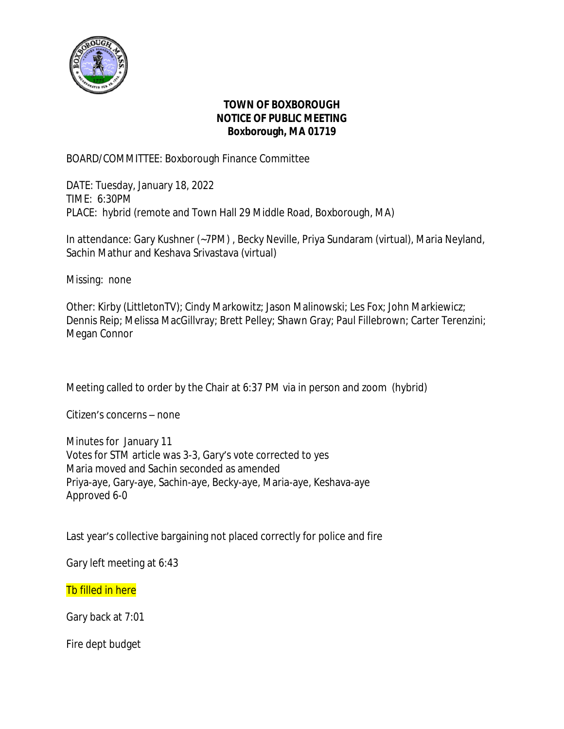**TOWN OF BOXBOROUGH**
**NOTICE OF PUBLIC MEETING**
**Boxborough, MA 01719**

BOARD/COMMITTEE: Boxborough Finance Committee

DATE: Tuesday, January 18, 2022
TIME: 6:30PM
PLACE: hybrid (remote and Town Hall 29 Middle Road, Boxborough, MA)

In attendance: Gary Kushner (~7PM) , Becky Neville, Priya Sundaram (virtual), Maria Neyland, Sachin Mathur and Keshava Srivastava (virtual)

Missing: none

Other: Kirby (LittletonTV); Cindy Markowitz; Jason Malinowski; Les Fox; John Markiewicz; Dennis Reip; Melissa MacGillvray; Brett Pelley; Shawn Gray; Paul Fillebrown; Carter Terenzini; Megan Connor

Meeting called to order by the Chair at 6:37 PM via in person and zoom (hybrid)

Citizen's concerns – none

Minutes for January 11
Votes for STM article was 3-3, Gary's vote corrected to yes
Maria moved and Sachin seconded as amended
Priya-aye, Gary-aye, Sachin-aye, Becky-aye, Maria-aye, Keshava-aye
Approved 6-0

Last year's collective bargaining not placed correctly for police and fire

Gary left meeting at 6:43

Tb filled in here

Gary back at 7:01

Fire dept budget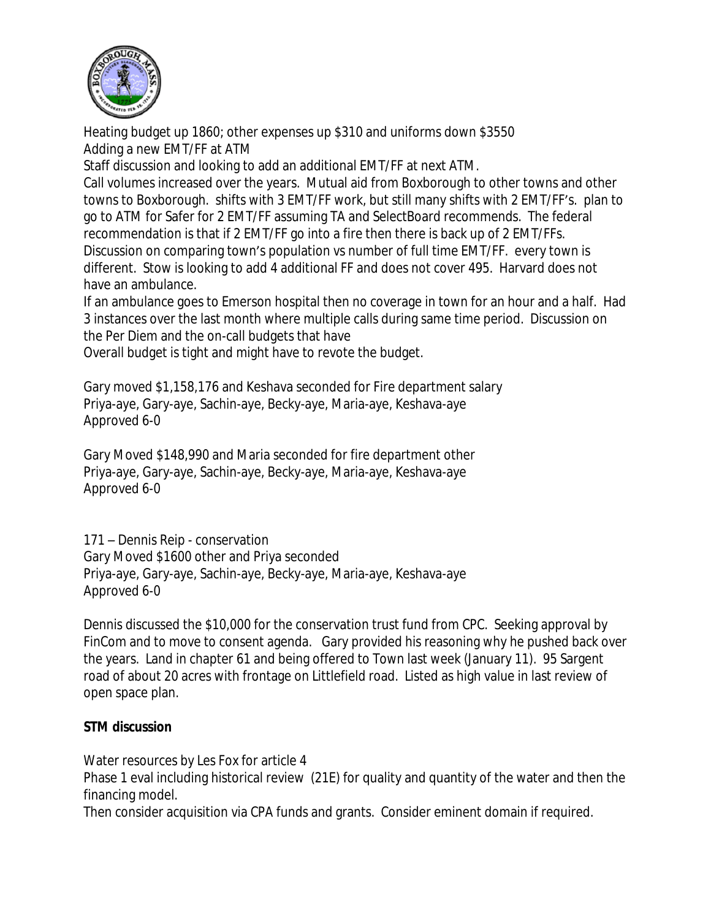Heating budget up 1860; other expenses up $310 and uniforms down $3550
Adding a new EMT/FF at ATM
Staff discussion and looking to add an additional EMT/FF at next ATM.
Call volumes increased over the years. Mutual aid from Boxborough to other towns and other towns to Boxborough. shifts with 3 EMT/FF work, but still many shifts with 2 EMT/FF's. plan to go to ATM for Safer for 2 EMT/FF assuming TA and SelectBoard recommends. The federal recommendation is that if 2 EMT/FF go into a fire then there is back up of 2 EMT/FFs.
Discussion on comparing town's population vs number of full time EMT/FF. every town is different. Stow is looking to add 4 additional FF and does not cover 495. Harvard does not have an ambulance.
If an ambulance goes to Emerson hospital then no coverage in town for an hour and a half. Had 3 instances over the last month where multiple calls during same time period. Discussion on the Per Diem and the on-call budgets that have
Overall budget is tight and might have to revote the budget.

Gary moved $1,158,176 and Keshava seconded for Fire department salary
Priya-aye, Gary-aye, Sachin-aye, Becky-aye, Maria-aye, Keshava-aye
Approved 6-0

Gary Moved $148,990 and Maria seconded for fire department other
Priya-aye, Gary-aye, Sachin-aye, Becky-aye, Maria-aye, Keshava-aye
Approved 6-0

171 – Dennis Reip - conservation
Gary Moved $1600 other and Priya seconded
Priya-aye, Gary-aye, Sachin-aye, Becky-aye, Maria-aye, Keshava-aye
Approved 6-0

Dennis discussed the $10,000 for the conservation trust fund from CPC. Seeking approval by FinCom and to move to consent agenda. Gary provided his reasoning why he pushed back over the years. Land in chapter 61 and being offered to Town last week (January 11). 95 Sargent road of about 20 acres with frontage on Littlefield road. Listed as high value in last review of open space plan.

**STM discussion**

Water resources by Les Fox for article 4
Phase 1 eval including historical review (21E) for quality and quantity of the water and then the financing model.
Then consider acquisition via CPA funds and grants. Consider eminent domain if required.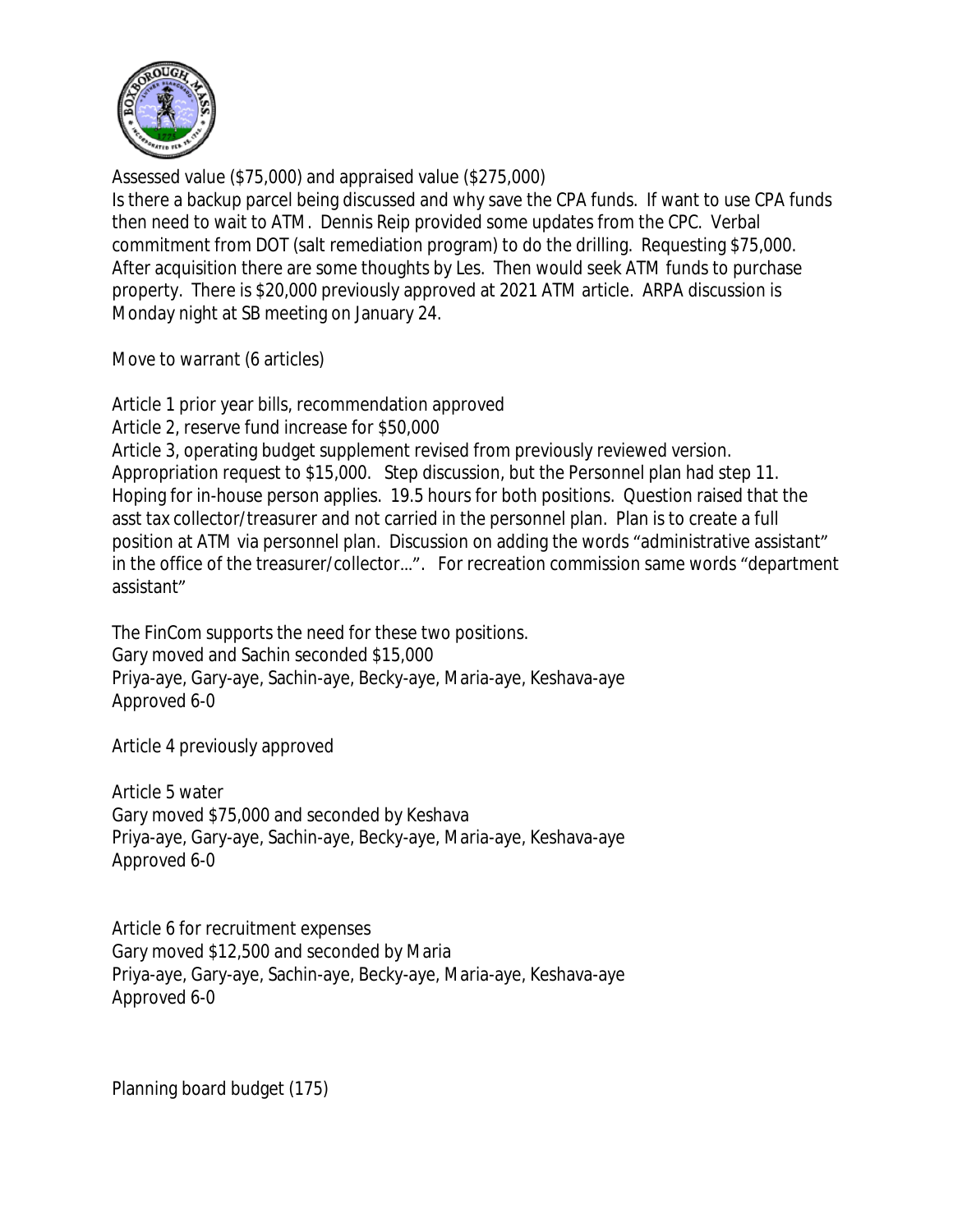Assessed value ($75,000) and appraised value ($275,000)
Is there a backup parcel being discussed and why save the CPA funds. If want to use CPA funds then need to wait to ATM. Dennis Reip provided some updates from the CPC. Verbal commitment from DOT (salt remediation program) to do the drilling. Requesting $75,000. After acquisition there are some thoughts by Les. Then would seek ATM funds to purchase property. There is $20,000 previously approved at 2021 ATM article. ARPA discussion is Monday night at SB meeting on January 24.

Move to warrant (6 articles)

Article 1 prior year bills, recommendation approved
Article 2, reserve fund increase for $50,000
Article 3, operating budget supplement revised from previously reviewed version. Appropriation request to $15,000. Step discussion, but the Personnel plan had step 11. Hoping for in-house person applies. 19.5 hours for both positions. Question raised that the asst tax collector/treasurer and not carried in the personnel plan. Plan is to create a full position at ATM via personnel plan. Discussion on adding the words "administrative assistant" in the office of the treasurer/collector…". For recreation commission same words "department assistant"

The FinCom supports the need for these two positions.
Gary moved and Sachin seconded $15,000
Priya-aye, Gary-aye, Sachin-aye, Becky-aye, Maria-aye, Keshava-aye
Approved 6-0

Article 4 previously approved

Article 5 water
Gary moved $75,000 and seconded by Keshava
Priya-aye, Gary-aye, Sachin-aye, Becky-aye, Maria-aye, Keshava-aye
Approved 6-0

Article 6 for recruitment expenses
Gary moved $12,500 and seconded by Maria
Priya-aye, Gary-aye, Sachin-aye, Becky-aye, Maria-aye, Keshava-aye
Approved 6-0

Planning board budget (175)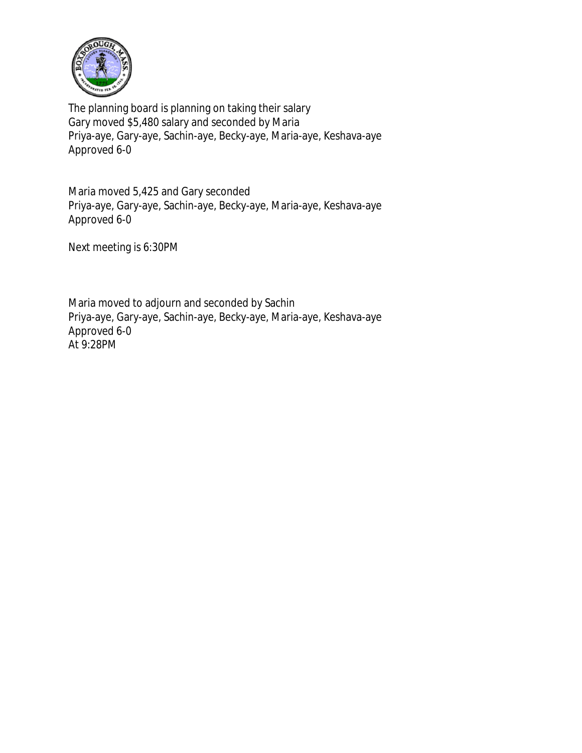The planning board is planning on taking their salary
Gary moved $5,480 salary and seconded by Maria
Priya-aye, Gary-aye, Sachin-aye, Becky-aye, Maria-aye, Keshava-aye
Approved 6-0

Maria moved 5,425 and Gary seconded
Priya-aye, Gary-aye, Sachin-aye, Becky-aye, Maria-aye, Keshava-aye
Approved 6-0

Next meeting is 6:30PM

Maria moved to adjourn and seconded by Sachin
Priya-aye, Gary-aye, Sachin-aye, Becky-aye, Maria-aye, Keshava-aye
Approved 6-0
At 9:28PM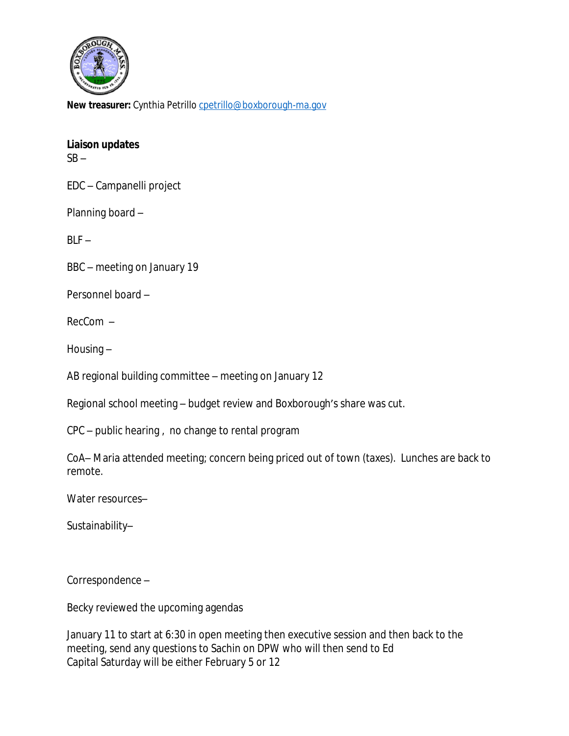**New treasurer:** Cynthia Petrillo cpetrillo@boxborough-ma.gov

**Liaison updates**

SB –

EDC – Campanelli project

Planning board –

BLF –

BBC – meeting on January 19

Personnel board –

RecCom –

Housing –

AB regional building committee – meeting on January 12

Regional school meeting – budget review and Boxborough's share was cut.

CPC – public hearing , no change to rental program

CoA– Maria attended meeting; concern being priced out of town (taxes). Lunches are back to remote.

Water resources–

Sustainability–

Correspondence –

Becky reviewed the upcoming agendas

January 11 to start at 6:30 in open meeting then executive session and then back to the meeting, send any questions to Sachin on DPW who will then send to Ed
Capital Saturday will be either February 5 or 12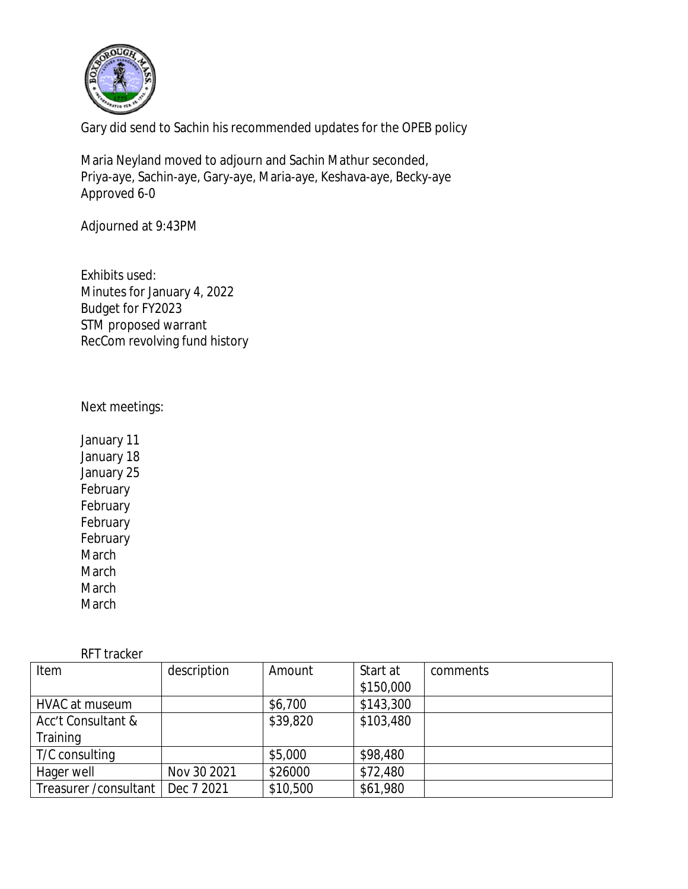Gary did send to Sachin his recommended updates for the OPEB policy

Maria Neyland moved to adjourn and Sachin Mathur seconded,
Priya-aye, Sachin-aye, Gary-aye, Maria-aye, Keshava-aye, Becky-aye
Approved 6-0

Adjourned at 9:43PM

Exhibits used:
Minutes for January 4, 2022
Budget for FY2023
STM proposed warrant
RecCom revolving fund history

Next meetings:

January 11
January 18
January 25
February
February
February
February
March
March
March
March

RFT tracker

| Item | description | Amount | Start at $150,000 | comments |
|---|---|---|---|---|
| HVAC at museum | | $6,700 | $143,300 | |
| Acc't Consultant & Training | | $39,820 | $103,480 | |
| T/C consulting | | $5,000 | $98,480 | |
| Hager well | Nov 30 2021 | $26000 | $72,480 | |
| Treasurer /consultant | Dec 7 2021 | $10,500 | $61,980 | |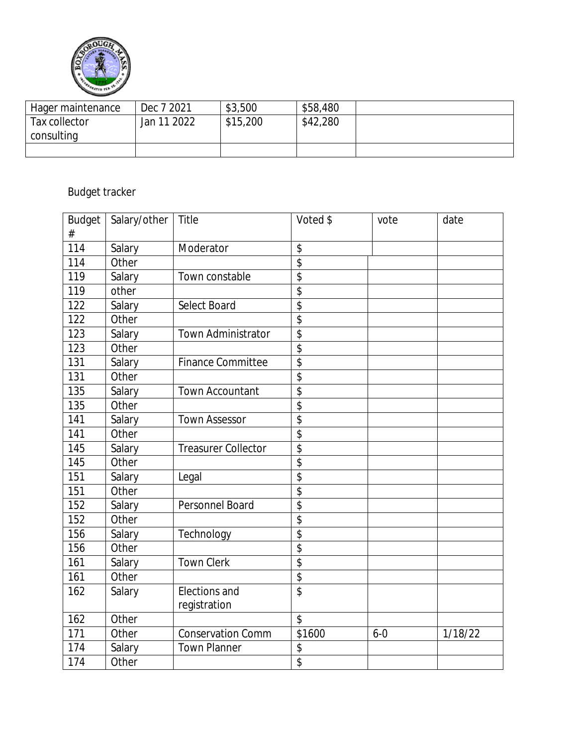| Hager maintenance | Dec 7 2021 | $3,500 | $58,480 | |
|---|---|---|---|---|
| Tax collector consulting | Jan 11 2022 | $15,200 | $42,280 | |
| | | | | |

Budget tracker

| Budget # | Salary/other | Title | Voted $ | vote | date |
|---|---|---|---|---|---|
| 114 | Salary | Moderator | $ | | |
| 114 | Other | | $ | | |
| 119 | Salary | Town constable | $ | | |
| 119 | other | | $ | | |
| 122 | Salary | Select Board | $ | | |
| 122 | Other | | $ | | |
| 123 | Salary | Town Administrator | $ | | |
| 123 | Other | | $ | | |
| 131 | Salary | Finance Committee | $ | | |
| 131 | Other | | $ | | |
| 135 | Salary | Town Accountant | $ | | |
| 135 | Other | | $ | | |
| 141 | Salary | Town Assessor | $ | | |
| 141 | Other | | $ | | |
| 145 | Salary | Treasurer Collector | $ | | |
| 145 | Other | | $ | | |
| 151 | Salary | Legal | $ | | |
| 151 | Other | | $ | | |
| 152 | Salary | Personnel Board | $ | | |
| 152 | Other | | $ | | |
| 156 | Salary | Technology | $ | | |
| 156 | Other | | $ | | |
| 161 | Salary | Town Clerk | $ | | |
| 161 | Other | | $ | | |
| 162 | Salary | Elections and registration | $ | | |
| 162 | Other | | $ | | |
| 171 | Other | Conservation Comm | $1600 | 6-0 | 1/18/22 |
| 174 | Salary | Town Planner | $ | | |
| 174 | Other | | $ | | |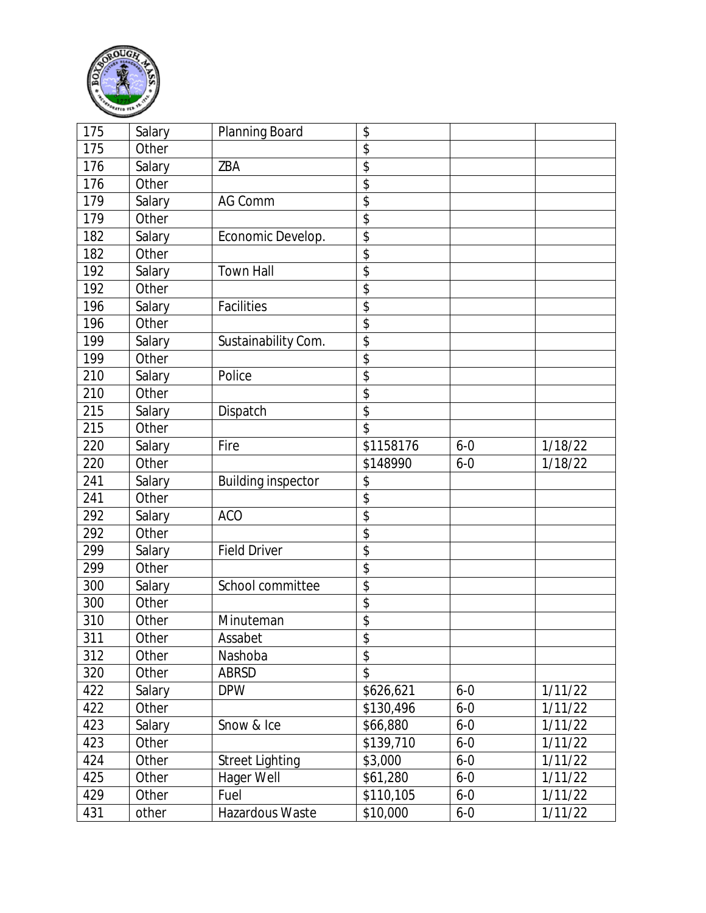| 175 | Salary | Planning Board | $ | | |
|---|---|---|---|---|---|
| 175 | Other | | $ | | |
| 176 | Salary | ZBA | $ | | |
| 176 | Other | | $ | | |
| 179 | Salary | AG Comm | $ | | |
| 179 | Other | | $ | | |
| 182 | Salary | Economic Develop. | $ | | |
| 182 | Other | | $ | | |
| 192 | Salary | Town Hall | $ | | |
| 192 | Other | | $ | | |
| 196 | Salary | Facilities | $ | | |
| 196 | Other | | $ | | |
| 199 | Salary | Sustainability Com. | $ | | |
| 199 | Other | | $ | | |
| 210 | Salary | Police | $ | | |
| 210 | Other | | $ | | |
| 215 | Salary | Dispatch | $ | | |
| 215 | Other | | $ | | |
| 220 | Salary | Fire | $1158176 | 6-0 | 1/18/22 |
| 220 | Other | | $148990 | 6-0 | 1/18/22 |
| 241 | Salary | Building inspector | $ | | |
| 241 | Other | | $ | | |
| 292 | Salary | ACO | $ | | |
| 292 | Other | | $ | | |
| 299 | Salary | Field Driver | $ | | |
| 299 | Other | | $ | | |
| 300 | Salary | School committee | $ | | |
| 300 | Other | | $ | | |
| 310 | Other | Minuteman | $ | | |
| 311 | Other | Assabet | $ | | |
| 312 | Other | Nashoba | $ | | |
| 320 | Other | ABRSD | $ | | |
| 422 | Salary | DPW | $626,621 | 6-0 | 1/11/22 |
| 422 | Other | | $130,496 | 6-0 | 1/11/22 |
| 423 | Salary | Snow & Ice | $66,880 | 6-0 | 1/11/22 |
| 423 | Other | | $139,710 | 6-0 | 1/11/22 |
| 424 | Other | Street Lighting | $3,000 | 6-0 | 1/11/22 |
| 425 | Other | Hager Well | $61,280 | 6-0 | 1/11/22 |
| 429 | Other | Fuel | $110,105 | 6-0 | 1/11/22 |
| 431 | other | Hazardous Waste | $10,000 | 6-0 | 1/11/22 |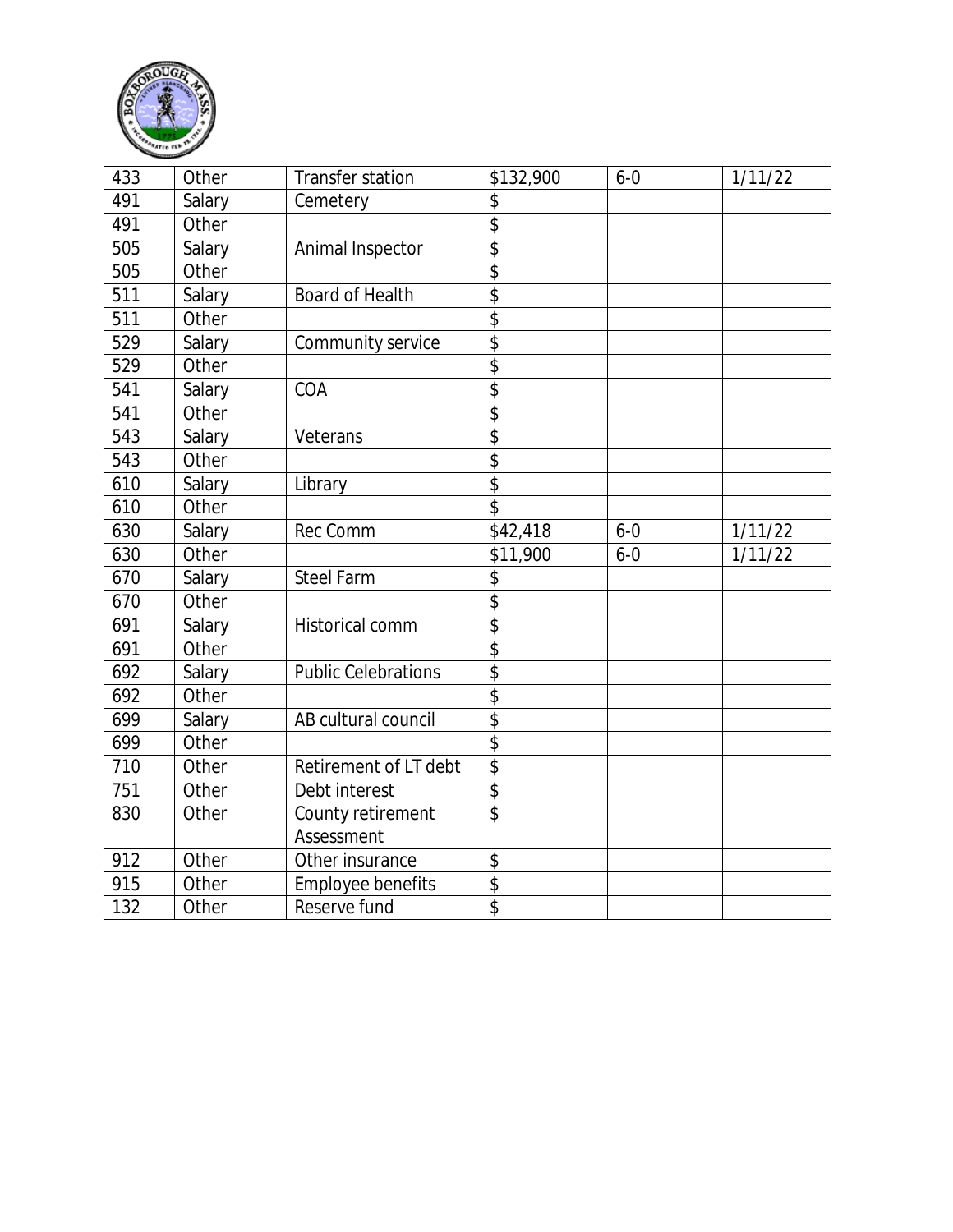| | | | | | |
|---|---|---|---|---|---|
| 433 | Other | Transfer station | $132,900 | 6-0 | 1/11/22 |
| 491 | Salary | Cemetery | $ | | |
| 491 | Other | | $ | | |
| 505 | Salary | Animal Inspector | $ | | |
| 505 | Other | | $ | | |
| 511 | Salary | Board of Health | $ | | |
| 511 | Other | | $ | | |
| 529 | Salary | Community service | $ | | |
| 529 | Other | | $ | | |
| 541 | Salary | COA | $ | | |
| 541 | Other | | $ | | |
| 543 | Salary | Veterans | $ | | |
| 543 | Other | | $ | | |
| 610 | Salary | Library | $ | | |
| 610 | Other | | $ | | |
| 630 | Salary | Rec Comm | $42,418 | 6-0 | 1/11/22 |
| 630 | Other | | $11,900 | 6-0 | 1/11/22 |
| 670 | Salary | Steel Farm | $ | | |
| 670 | Other | | $ | | |
| 691 | Salary | Historical comm | $ | | |
| 691 | Other | | $ | | |
| 692 | Salary | Public Celebrations | $ | | |
| 692 | Other | | $ | | |
| 699 | Salary | AB cultural council | $ | | |
| 699 | Other | | $ | | |
| 710 | Other | Retirement of LT debt | $ | | |
| 751 | Other | Debt interest | $ | | |
| 830 | Other | County retirement Assessment | $ | | |
| 912 | Other | Other insurance | $ | | |
| 915 | Other | Employee benefits | $ | | |
| 132 | Other | Reserve fund | $ | | |